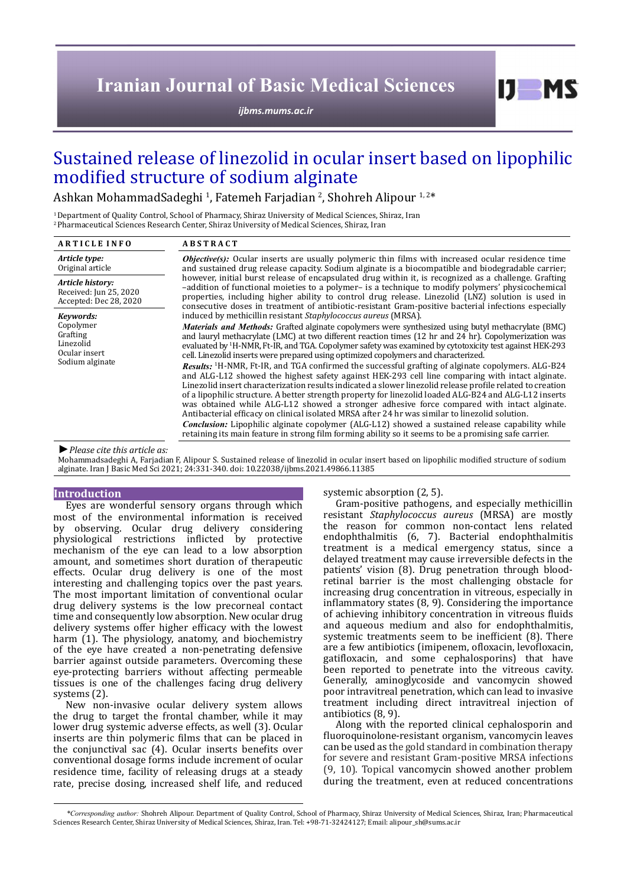# Sustained release of linezolid in ocular insert based on lipophilic modified structure of sodium alginate

Ashkan MohammadSadeghi [1], Fatemeh Farjadian [2], Shohreh Alipour [1, 2]*

[1] Department of Quality Control, School of Pharmacy, Shiraz University of Medical Sciences, Shiraz, Iran
[2] Pharmaceutical Sciences Research Center, Shiraz University of Medical Sciences, Shiraz, Iran

**ARTICLE INFO**

*Article type:*
Original article

*Article history:*
Received: Jun 25, 2020
Accepted: Dec 28, 2020

*Keywords:*
Copolymer
Grafting
Linezolid
Ocular insert
Sodium alginate

**ABSTRACT**

***Objective(s):*** Ocular inserts are usually polymeric thin films with increased ocular residence time and sustained drug release capacity. Sodium alginate is a biocompatible and biodegradable carrier; however, initial burst release of encapsulated drug within it, is recognized as a challenge. Grafting –addition of functional moieties to a polymer– is a technique to modify polymers' physicochemical properties, including higher ability to control drug release. Linezolid (LNZ) solution is used in consecutive doses in treatment of antibiotic-resistant Gram-positive bacterial infections especially induced by methicillin resistant *Staphylococcus aureus* (MRSA).

***Materials and Methods:*** Grafted alginate copolymers were synthesized using butyl methacrylate (BMC) and lauryl methacrylate (LMC) at two different reaction times (12 hr and 24 hr). Copolymerization was evaluated by $^{1}$H-NMR, Ft-IR, and TGA. Copolymer safety was examined by cytotoxicity test against HEK-293 cell. Linezolid inserts were prepared using optimized copolymers and characterized.

***Results:*** $^{1}$H-NMR, Ft-IR, and TGA confirmed the successful grafting of alginate copolymers. ALG-B24 and ALG-L12 showed the highest safety against HEK-293 cell line comparing with intact alginate. Linezolid insert characterization results indicated a slower linezolid release profile related to creation of a lipophilic structure. A better strength property for linezolid loaded ALG-B24 and ALG-L12 inserts was obtained while ALG-L12 showed a stronger adhesive force compared with intact alginate. Antibacterial efficacy on clinical isolated MRSA after 24 hr was similar to linezolid solution.

***Conclusion:*** Lipophilic alginate copolymer (ALG-L12) showed a sustained release capability while retaining its main feature in strong film forming ability so it seems to be a promising safe carrier.

► *Please cite this article as:*

Mohammadsadeghi A, Farjadian F, Alipour S. Sustained release of linezolid in ocular insert based on lipophilic modified structure of sodium alginate. Iran J Basic Med Sci 2021; 24:331-340. doi: 10.22038/ijbms.2021.49866.11385

## Introduction

Eyes are wonderful sensory organs through which most of the environmental information is received by observing. Ocular drug delivery considering physiological restrictions inflicted by protective mechanism of the eye can lead to a low absorption amount, and sometimes short duration of therapeutic effects. Ocular drug delivery is one of the most interesting and challenging topics over the past years. The most important limitation of conventional ocular drug delivery systems is the low precorneal contact time and consequently low absorption. New ocular drug delivery systems offer higher efficacy with the lowest harm (1). The physiology, anatomy, and biochemistry of the eye have created a non-penetrating defensive barrier against outside parameters. Overcoming these eye-protecting barriers without affecting permeable tissues is one of the challenges facing drug delivery systems (2).

New non-invasive ocular delivery system allows the drug to target the frontal chamber, while it may lower drug systemic adverse effects, as well (3). Ocular inserts are thin polymeric films that can be placed in the conjunctival sac (4). Ocular inserts benefits over conventional dosage forms include increment of ocular residence time, facility of releasing drugs at a steady rate, precise dosing, increased shelf life, and reduced systemic absorption (2, 5).

Gram-positive pathogens, and especially methicillin resistant *Staphylococcus aureus* (MRSA) are mostly the reason for common non-contact lens related endophthalmitis (6, 7). Bacterial endophthalmitis treatment is a medical emergency status, since a delayed treatment may cause irreversible defects in the patients' vision (8). Drug penetration through blood-retinal barrier is the most challenging obstacle for increasing drug concentration in vitreous, especially in inflammatory states (8, 9). Considering the importance of achieving inhibitory concentration in vitreous fluids and aqueous medium and also for endophthalmitis, systemic treatments seem to be inefficient (8). There are a few antibiotics (imipenem, ofloxacin, levofloxacin, gatifloxacin, and some cephalosporins) that have been reported to penetrate into the vitreous cavity. Generally, aminoglycoside and vancomycin showed poor intravitreal penetration, which can lead to invasive treatment including direct intravitreal injection of antibiotics (8, 9).

Along with the reported clinical cephalosporin and fluoroquinolone-resistant organism, vancomycin leaves can be used as the gold standard in combination therapy for severe and resistant Gram-positive MRSA infections (9, 10). Topical vancomycin showed another problem during the treatment, even at reduced concentrations

*Corresponding author: Shohreh Alipour. Department of Quality Control, School of Pharmacy, Shiraz University of Medical Sciences, Shiraz, Iran; Pharmaceutical Sciences Research Center, Shiraz University of Medical Sciences, Shiraz, Iran. Tel: +98-71-32424127; Email: alipour_sh@sums.ac.ir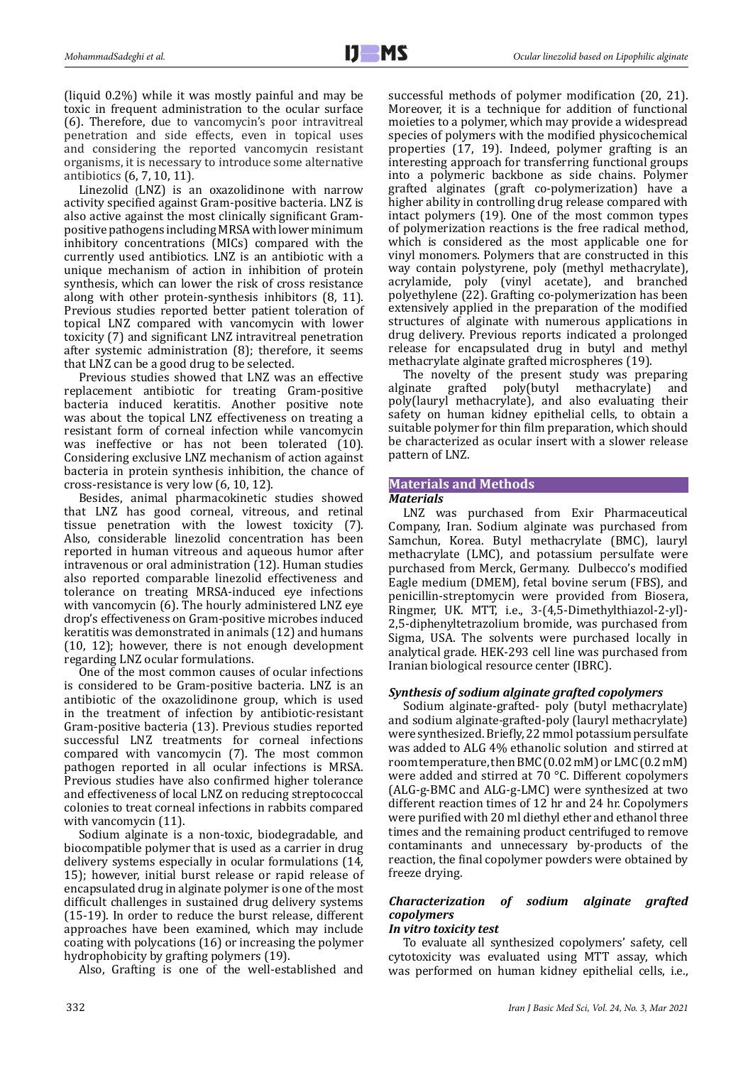(liquid 0.2%) while it was mostly painful and may be toxic in frequent administration to the ocular surface (6). Therefore, due to vancomycin's poor intravitreal penetration and side effects, even in topical uses and considering the reported vancomycin resistant organisms, it is necessary to introduce some alternative antibiotics (6, 7, 10, 11).

Linezolid (LNZ) is an oxazolidinone with narrow activity specified against Gram-positive bacteria. LNZ is also active against the most clinically significant Gram-positive pathogens including MRSA with lower minimum inhibitory concentrations (MICs) compared with the currently used antibiotics. LNZ is an antibiotic with a unique mechanism of action in inhibition of protein synthesis, which can lower the risk of cross resistance along with other protein-synthesis inhibitors (8, 11). Previous studies reported better patient toleration of topical LNZ compared with vancomycin with lower toxicity (7) and significant LNZ intravitreal penetration after systemic administration (8); therefore, it seems that LNZ can be a good drug to be selected.

Previous studies showed that LNZ was an effective replacement antibiotic for treating Gram-positive bacteria induced keratitis. Another positive note was about the topical LNZ effectiveness on treating a resistant form of corneal infection while vancomycin was ineffective or has not been tolerated (10). Considering exclusive LNZ mechanism of action against bacteria in protein synthesis inhibition, the chance of cross-resistance is very low (6, 10, 12).

Besides, animal pharmacokinetic studies showed that LNZ has good corneal, vitreous, and retinal tissue penetration with the lowest toxicity (7). Also, considerable linezolid concentration has been reported in human vitreous and aqueous humor after intravenous or oral administration (12). Human studies also reported comparable linezolid effectiveness and tolerance on treating MRSA-induced eye infections with vancomycin (6). The hourly administered LNZ eye drop's effectiveness on Gram-positive microbes induced keratitis was demonstrated in animals (12) and humans (10, 12); however, there is not enough development regarding LNZ ocular formulations.

One of the most common causes of ocular infections is considered to be Gram-positive bacteria. LNZ is an antibiotic of the oxazolidinone group, which is used in the treatment of infection by antibiotic-resistant Gram-positive bacteria (13). Previous studies reported successful LNZ treatments for corneal infections compared with vancomycin (7). The most common pathogen reported in all ocular infections is MRSA. Previous studies have also confirmed higher tolerance and effectiveness of local LNZ on reducing streptococcal colonies to treat corneal infections in rabbits compared with vancomycin (11).

Sodium alginate is a non-toxic, biodegradable, and biocompatible polymer that is used as a carrier in drug delivery systems especially in ocular formulations (14, 15); however, initial burst release or rapid release of encapsulated drug in alginate polymer is one of the most difficult challenges in sustained drug delivery systems (15-19). In order to reduce the burst release, different approaches have been examined, which may include coating with polycations (16) or increasing the polymer hydrophobicity by grafting polymers (19).

Also, Grafting is one of the well-established and successful methods of polymer modification (20, 21). Moreover, it is a technique for addition of functional moieties to a polymer, which may provide a widespread species of polymers with the modified physicochemical properties (17, 19). Indeed, polymer grafting is an interesting approach for transferring functional groups into a polymeric backbone as side chains. Polymer grafted alginates (graft co-polymerization) have a higher ability in controlling drug release compared with intact polymers (19). One of the most common types of polymerization reactions is the free radical method, which is considered as the most applicable one for vinyl monomers. Polymers that are constructed in this way contain polystyrene, poly (methyl methacrylate), acrylamide, poly (vinyl acetate), and branched polyethylene (22). Grafting co-polymerization has been extensively applied in the preparation of the modified structures of alginate with numerous applications in drug delivery. Previous reports indicated a prolonged release for encapsulated drug in butyl and methyl methacrylate alginate grafted microspheres (19).

The novelty of the present study was preparing alginate grafted poly(butyl methacrylate) and poly(lauryl methacrylate), and also evaluating their safety on human kidney epithelial cells, to obtain a suitable polymer for thin film preparation, which should be characterized as ocular insert with a slower release pattern of LNZ.

## Materials and Methods

### *Materials*

LNZ was purchased from Exir Pharmaceutical Company, Iran. Sodium alginate was purchased from Samchun, Korea. Butyl methacrylate (BMC), lauryl methacrylate (LMC), and potassium persulfate were purchased from Merck, Germany. Dulbecco's modified Eagle medium (DMEM), fetal bovine serum (FBS), and penicillin-streptomycin were provided from Biosera, Ringmer, UK. MTT, i.e., 3-(4,5-Dimethylthiazol-2-yl)-2,5-diphenyltetrazolium bromide, was purchased from Sigma, USA. The solvents were purchased locally in analytical grade. HEK-293 cell line was purchased from Iranian biological resource center (IBRC).

### *Synthesis of sodium alginate grafted copolymers*

Sodium alginate-grafted- poly (butyl methacrylate) and sodium alginate-grafted-poly (lauryl methacrylate) were synthesized. Briefly, 22 mmol potassium persulfate was added to ALG 4% ethanolic solution and stirred at room temperature, then BMC (0.02 mM) or LMC (0.2 mM) were added and stirred at 70 °C. Different copolymers (ALG-g-BMC and ALG-g-LMC) were synthesized at two different reaction times of 12 hr and 24 hr. Copolymers were purified with 20 ml diethyl ether and ethanol three times and the remaining product centrifuged to remove contaminants and unnecessary by-products of the reaction, the final copolymer powders were obtained by freeze drying.

### *Characterization of sodium alginate grafted copolymers*

#### *In vitro toxicity test*

To evaluate all synthesized copolymers' safety, cell cytotoxicity was evaluated using MTT assay, which was performed on human kidney epithelial cells, i.e.,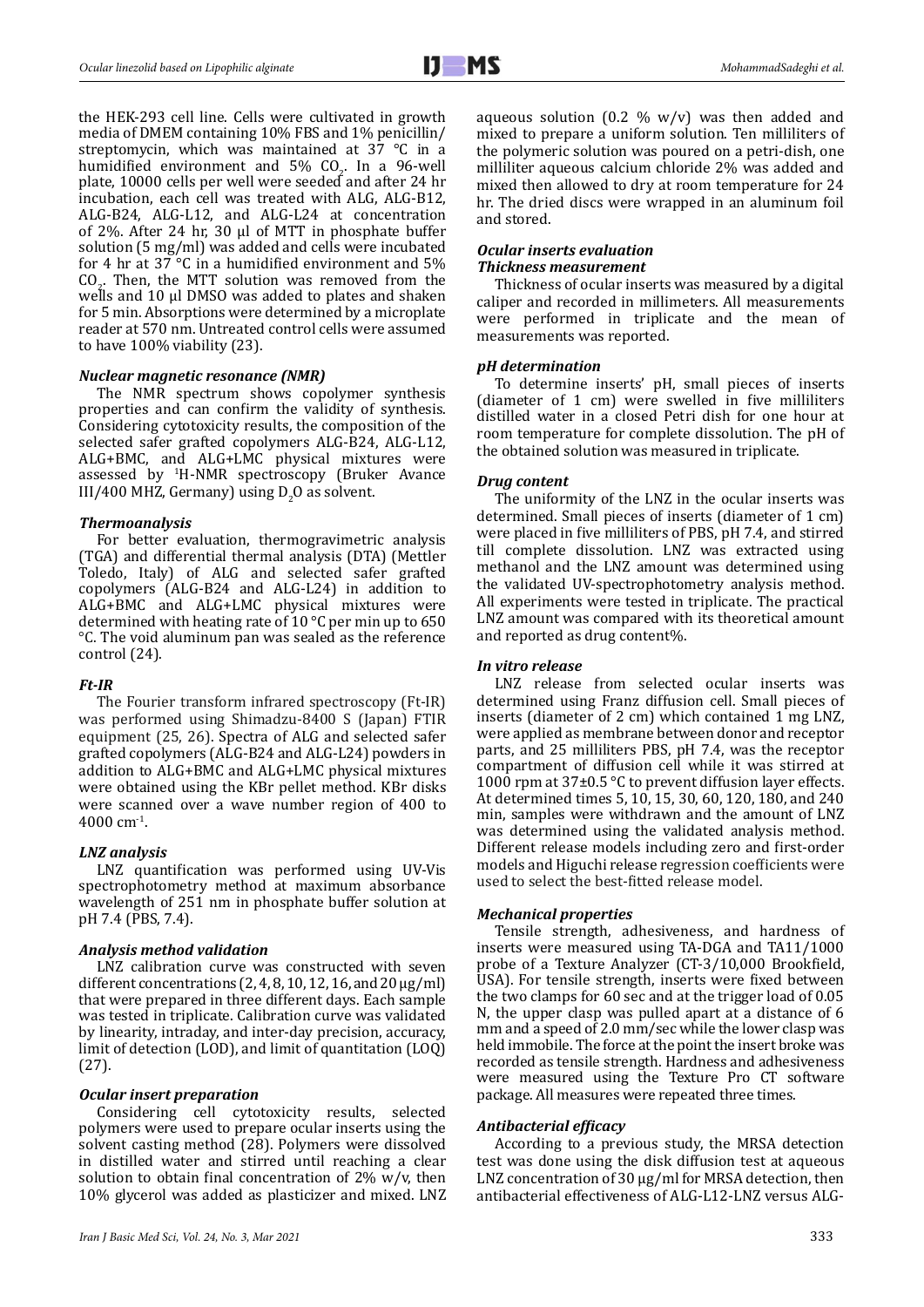the HEK-293 cell line. Cells were cultivated in growth media of DMEM containing 10% FBS and 1% penicillin/streptomycin, which was maintained at 37 °C in a humidified environment and 5% $CO_2$. In a 96-well plate, 10000 cells per well were seeded and after 24 hr incubation, each cell was treated with ALG, ALG-B12, ALG-B24, ALG-L12, and ALG-L24 at concentration of 2%. After 24 hr, 30 µl of MTT in phosphate buffer solution (5 mg/ml) was added and cells were incubated for 4 hr at 37 °C in a humidified environment and 5% $CO_2$. Then, the MTT solution was removed from the wells and 10 µl DMSO was added to plates and shaken for 5 min. Absorptions were determined by a microplate reader at 570 nm. Untreated control cells were assumed to have 100% viability (23).

### *Nuclear magnetic resonance (NMR)*

The NMR spectrum shows copolymer synthesis properties and can confirm the validity of synthesis. Considering cytotoxicity results, the composition of the selected safer grafted copolymers ALG-B24, ALG-L12, ALG+BMC, and ALG+LMC physical mixtures were assessed by $^1$H-NMR spectroscopy (Bruker Avance III/400 MHZ, Germany) using $D_2O$ as solvent.

### *Thermoanalysis*

For better evaluation, thermogravimetric analysis (TGA) and differential thermal analysis (DTA) (Mettler Toledo, Italy) of ALG and selected safer grafted copolymers (ALG-B24 and ALG-L24) in addition to ALG+BMC and ALG+LMC physical mixtures were determined with heating rate of 10 °C per min up to 650 °C. The void aluminum pan was sealed as the reference control (24).

### *Ft-IR*

The Fourier transform infrared spectroscopy (Ft-IR) was performed using Shimadzu-8400 S (Japan) FTIR equipment (25, 26). Spectra of ALG and selected safer grafted copolymers (ALG-B24 and ALG-L24) powders in addition to ALG+BMC and ALG+LMC physical mixtures were obtained using the KBr pellet method. KBr disks were scanned over a wave number region of 400 to 4000 cm$^{-1}$.

### *LNZ analysis*

LNZ quantification was performed using UV-Vis spectrophotometry method at maximum absorbance wavelength of 251 nm in phosphate buffer solution at pH 7.4 (PBS, 7.4).

### *Analysis method validation*

LNZ calibration curve was constructed with seven different concentrations (2, 4, 8, 10, 12, 16, and 20 µg/ml) that were prepared in three different days. Each sample was tested in triplicate. Calibration curve was validated by linearity, intraday, and inter-day precision, accuracy, limit of detection (LOD), and limit of quantitation (LOQ) (27).

### *Ocular insert preparation*

Considering cell cytotoxicity results, selected polymers were used to prepare ocular inserts using the solvent casting method (28). Polymers were dissolved in distilled water and stirred until reaching a clear solution to obtain final concentration of 2% w/v, then 10% glycerol was added as plasticizer and mixed. LNZ aqueous solution (0.2 % w/v) was then added and mixed to prepare a uniform solution. Ten milliliters of the polymeric solution was poured on a petri-dish, one milliliter aqueous calcium chloride 2% was added and mixed then allowed to dry at room temperature for 24 hr. The dried discs were wrapped in an aluminum foil and stored.

### *Ocular inserts evaluation*

#### *Thickness measurement*

Thickness of ocular inserts was measured by a digital caliper and recorded in millimeters. All measurements were performed in triplicate and the mean of measurements was reported.

#### *pH determination*

To determine inserts' pH, small pieces of inserts (diameter of 1 cm) were swelled in five milliliters distilled water in a closed Petri dish for one hour at room temperature for complete dissolution. The pH of the obtained solution was measured in triplicate.

#### *Drug content*

The uniformity of the LNZ in the ocular inserts was determined. Small pieces of inserts (diameter of 1 cm) were placed in five milliliters of PBS, pH 7.4, and stirred till complete dissolution. LNZ was extracted using methanol and the LNZ amount was determined using the validated UV-spectrophotometry analysis method. All experiments were tested in triplicate. The practical LNZ amount was compared with its theoretical amount and reported as drug content%.

#### *In vitro release*

LNZ release from selected ocular inserts was determined using Franz diffusion cell. Small pieces of inserts (diameter of 2 cm) which contained 1 mg LNZ, were applied as membrane between donor and receptor parts, and 25 milliliters PBS, pH 7.4, was the receptor compartment of diffusion cell while it was stirred at 1000 rpm at 37±0.5 °C to prevent diffusion layer effects. At determined times 5, 10, 15, 30, 60, 120, 180, and 240 min, samples were withdrawn and the amount of LNZ was determined using the validated analysis method. Different release models including zero and first-order models and Higuchi release regression coefficients were used to select the best-fitted release model.

#### *Mechanical properties*

Tensile strength, adhesiveness, and hardness of inserts were measured using TA-DGA and TA11/1000 probe of a Texture Analyzer (CT-3/10,000 Brookfield, USA). For tensile strength, inserts were fixed between the two clamps for 60 sec and at the trigger load of 0.05 N, the upper clasp was pulled apart at a distance of 6 mm and a speed of 2.0 mm/sec while the lower clasp was held immobile. The force at the point the insert broke was recorded as tensile strength. Hardness and adhesiveness were measured using the Texture Pro CT software package. All measures were repeated three times.

#### *Antibacterial efficacy*

According to a previous study, the MRSA detection test was done using the disk diffusion test at aqueous LNZ concentration of 30 µg/ml for MRSA detection, then antibacterial effectiveness of ALG-L12-LNZ versus ALG-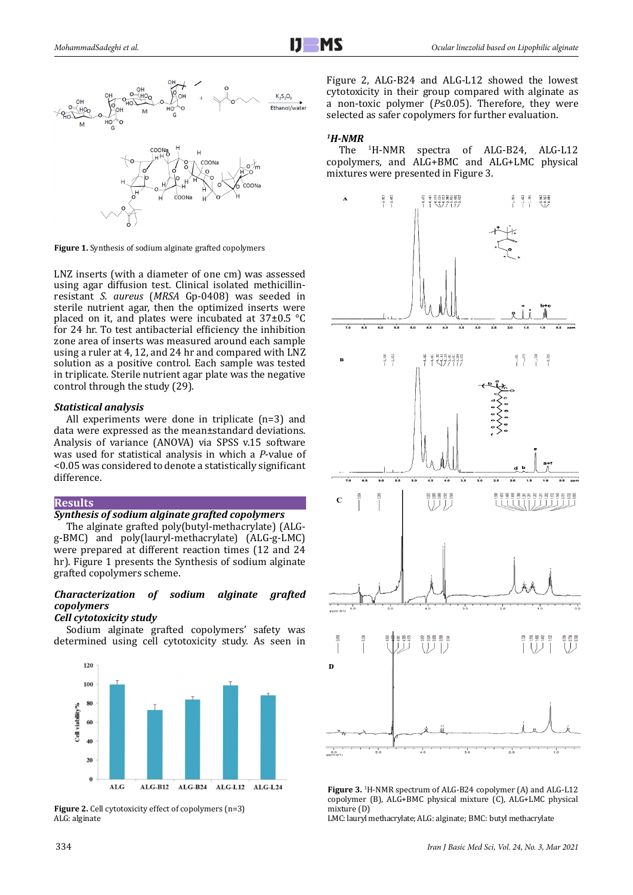Figure 1. Synthesis of sodium alginate grafted copolymers

LNZ inserts (with a diameter of one cm) was assessed using agar diffusion test. Clinical isolated methicillin-resistant *S. aureus* (*MRSA* Gp-0408) was seeded in sterile nutrient agar, then the optimized inserts were placed on it, and plates were incubated at 37±0.5 °C for 24 hr. To test antibacterial efficiency the inhibition zone area of inserts was measured around each sample using a ruler at 4, 12, and 24 hr and compared with LNZ solution as a positive control. Each sample was tested in triplicate. Sterile nutrient agar plate was the negative control through the study (29).

### *Statistical analysis*

All experiments were done in triplicate (n=3) and data were expressed as the mean±standard deviations. Analysis of variance (ANOVA) via SPSS v.15 software was used for statistical analysis in which a *P*-value of <0.05 was considered to denote a statistically significant difference.

## Results

### *Synthesis of sodium alginate grafted copolymers*

The alginate grafted poly(butyl-methacrylate) (ALG-g-BMC) and poly(lauryl-methacrylate) (ALG-g-LMC) were prepared at different reaction times (12 and 24 hr). Figure 1 presents the Synthesis of sodium alginate grafted copolymers scheme.

### *Characterization of sodium alginate grafted copolymers*

### *Cell cytotoxicity study*

Sodium alginate grafted copolymers' safety was determined using cell cytotoxicity study. As seen in Figure 2, ALG-B24 and ALG-L12 showed the lowest cytotoxicity in their group compared with alginate as a non-toxic polymer (*P*≤0.05). Therefore, they were selected as safer copolymers for further evaluation.

Figure 2. Cell cytotoxicity effect of copolymers (n=3)
ALG: alginate

### *$^{1}$H-NMR*

The $^{1}$H-NMR spectra of ALG-B24, ALG-L12 copolymers, and ALG+BMC and ALG+LMC physical mixtures were presented in Figure 3.

Figure 3. $^{1}$H-NMR spectrum of ALG-B24 copolymer (A) and ALG-L12 copolymer (B), ALG+BMC physical mixture (C), ALG+LMC physical mixture (D)
LMC: lauryl methacrylate; ALG: alginate; BMC: butyl methacrylate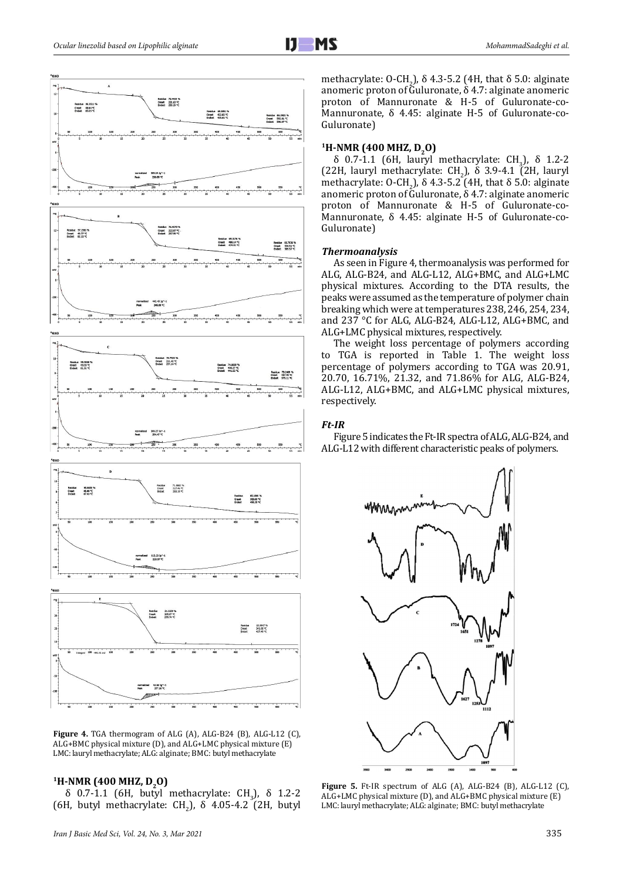Figure 4. TGA thermogram of ALG (A), ALG-B24 (B), ALG-L12 (C), ALG+BMC physical mixture (D), and ALG+LMC physical mixture (E) LMC: lauryl methacrylate; ALG: alginate; BMC: butyl methacrylate

### $^1$H-NMR (400 MHZ, $D_2O$)

δ 0.7-1.1 (6H, butyl methacrylate: $CH_3$), δ 1.2-2 (6H, butyl methacrylate: $CH_2$), δ 4.05-4.2 (2H, butyl methacrylate: O-$CH_2$), δ 4.3-5.2 (4H, that δ 5.0: alginate anomeric proton of Guluronate, δ 4.7: alginate anomeric proton of Mannuronate & H-5 of Guluronate-co-Mannuronate, δ 4.45: alginate H-5 of Guluronate-co-Guluronate)

### $^1$H-NMR (400 MHZ, $D_2O$)

δ 0.7-1.1 (6H, lauryl methacrylate: $CH_3$), δ 1.2-2 (22H, lauryl methacrylate: $CH_2$), δ 3.9-4.1 (2H, lauryl methacrylate: O-$CH_2$), δ 4.3-5.2 (4H, that δ 5.0: alginate anomeric proton of Guluronate, δ 4.7: alginate anomeric proton of Mannuronate & H-5 of Guluronate-co-Mannuronate, δ 4.45: alginate H-5 of Guluronate-co-Guluronate)

### *Thermoanalysis*

As seen in Figure 4, thermoanalysis was performed for ALG, ALG-B24, and ALG-L12, ALG+BMC, and ALG+LMC physical mixtures. According to the DTA results, the peaks were assumed as the temperature of polymer chain breaking which were at temperatures 238, 246, 254, 234, and 237 °C for ALG, ALG-B24, ALG-L12, ALG+BMC, and ALG+LMC physical mixtures, respectively.

The weight loss percentage of polymers according to TGA is reported in Table 1. The weight loss percentage of polymers according to TGA was 20.91, 20.70, 16.71%, 21.32, and 71.86% for ALG, ALG-B24, ALG-L12, ALG+BMC, and ALG+LMC physical mixtures, respectively.

### *Ft-IR*

Figure 5 indicates the Ft-IR spectra of ALG, ALG-B24, and ALG-L12 with different characteristic peaks of polymers.

Figure 5. Ft-IR spectrum of ALG (A), ALG-B24 (B), ALG-L12 (C), ALG+LMC physical mixture (D), and ALG+BMC physical mixture (E) LMC: lauryl methacrylate; ALG: alginate; BMC: butyl methacrylate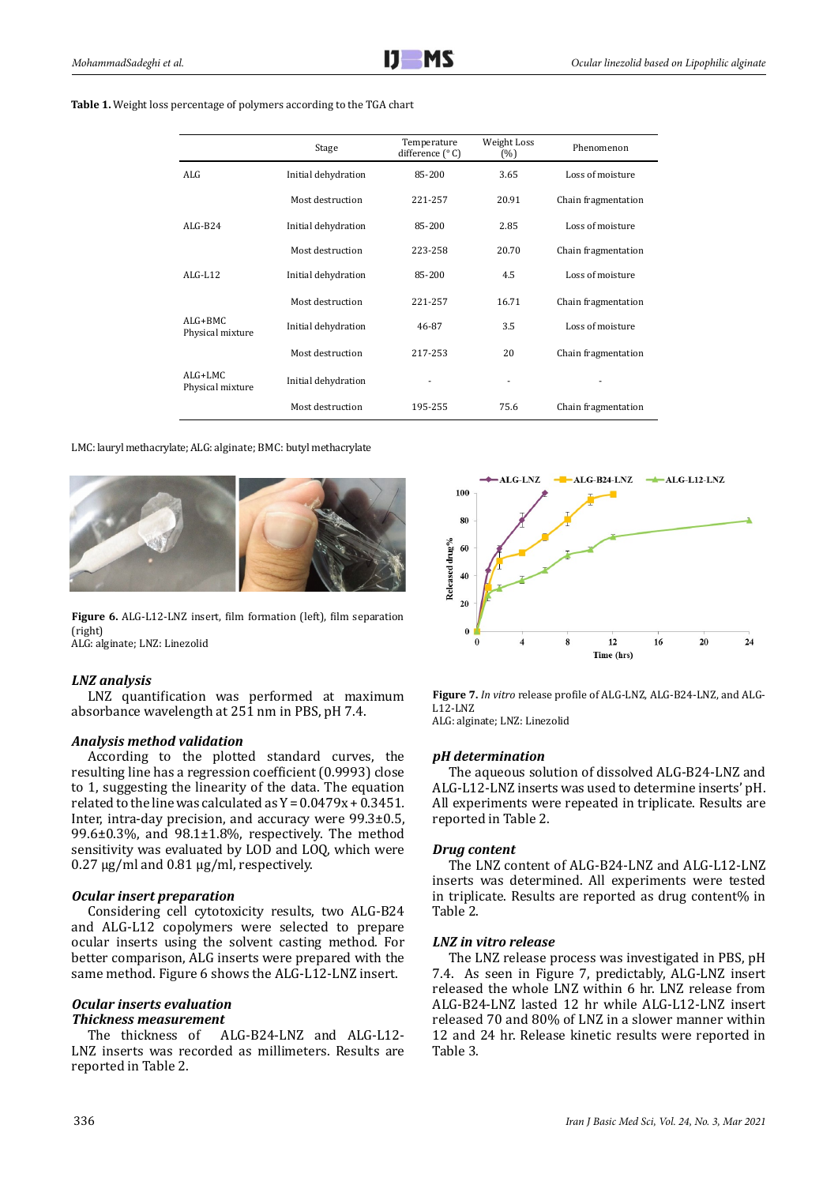**Table 1.** Weight loss percentage of polymers according to the TGA chart

| | Stage | Temperature difference (° C) | Weight Loss (%) | Phenomenon |
|---|---|---|---|---|
| ALG | Initial dehydration | 85-200 | 3.65 | Loss of moisture |
| | Most destruction | 221-257 | 20.91 | Chain fragmentation |
| ALG-B24 | Initial dehydration | 85-200 | 2.85 | Loss of moisture |
| | Most destruction | 223-258 | 20.70 | Chain fragmentation |
| ALG-L12 | Initial dehydration | 85-200 | 4.5 | Loss of moisture |
| | Most destruction | 221-257 | 16.71 | Chain fragmentation |
| ALG+BMC Physical mixture | Initial dehydration | 46-87 | 3.5 | Loss of moisture |
| | Most destruction | 217-253 | 20 | Chain fragmentation |
| ALG+LMC Physical mixture | Initial dehydration | - | - | - |
| | Most destruction | 195-255 | 75.6 | Chain fragmentation |

LMC: lauryl methacrylate; ALG: alginate; BMC: butyl methacrylate

**Figure 6.** ALG-L12-LNZ insert, film formation (left), film separation (right)
ALG: alginate; LNZ: Linezolid

**Figure 7.** *In vitro* release profile of ALG-LNZ, ALG-B24-LNZ, and ALG-L12-LNZ
ALG: alginate; LNZ: Linezolid

### *LNZ analysis*

LNZ quantification was performed at maximum absorbance wavelength at 251 nm in PBS, pH 7.4.

### *Analysis method validation*

According to the plotted standard curves, the resulting line has a regression coefficient (0.9993) close to 1, suggesting the linearity of the data. The equation related to the line was calculated as $Y = 0.0479x + 0.3451$. Inter, intra-day precision, and accuracy were 99.3±0.5, 99.6±0.3%, and 98.1±1.8%, respectively. The method sensitivity was evaluated by LOD and LOQ, which were 0.27 µg/ml and 0.81 µg/ml, respectively.

### *Ocular insert preparation*

Considering cell cytotoxicity results, two ALG-B24 and ALG-L12 copolymers were selected to prepare ocular inserts using the solvent casting method. For better comparison, ALG inserts were prepared with the same method. Figure 6 shows the ALG-L12-LNZ insert.

### *Ocular inserts evaluation*

#### *Thickness measurement*

The thickness of ALG-B24-LNZ and ALG-L12-LNZ inserts was recorded as millimeters. Results are reported in Table 2.

### *pH determination*

The aqueous solution of dissolved ALG-B24-LNZ and ALG-L12-LNZ inserts was used to determine inserts' pH. All experiments were repeated in triplicate. Results are reported in Table 2.

### *Drug content*

The LNZ content of ALG-B24-LNZ and ALG-L12-LNZ inserts was determined. All experiments were tested in triplicate. Results are reported as drug content% in Table 2.

### *LNZ in vitro release*

The LNZ release process was investigated in PBS, pH 7.4. As seen in Figure 7, predictably, ALG-LNZ insert released the whole LNZ within 6 hr. LNZ release from ALG-B24-LNZ lasted 12 hr while ALG-L12-LNZ insert released 70 and 80% of LNZ in a slower manner within 12 and 24 hr. Release kinetic results were reported in Table 3.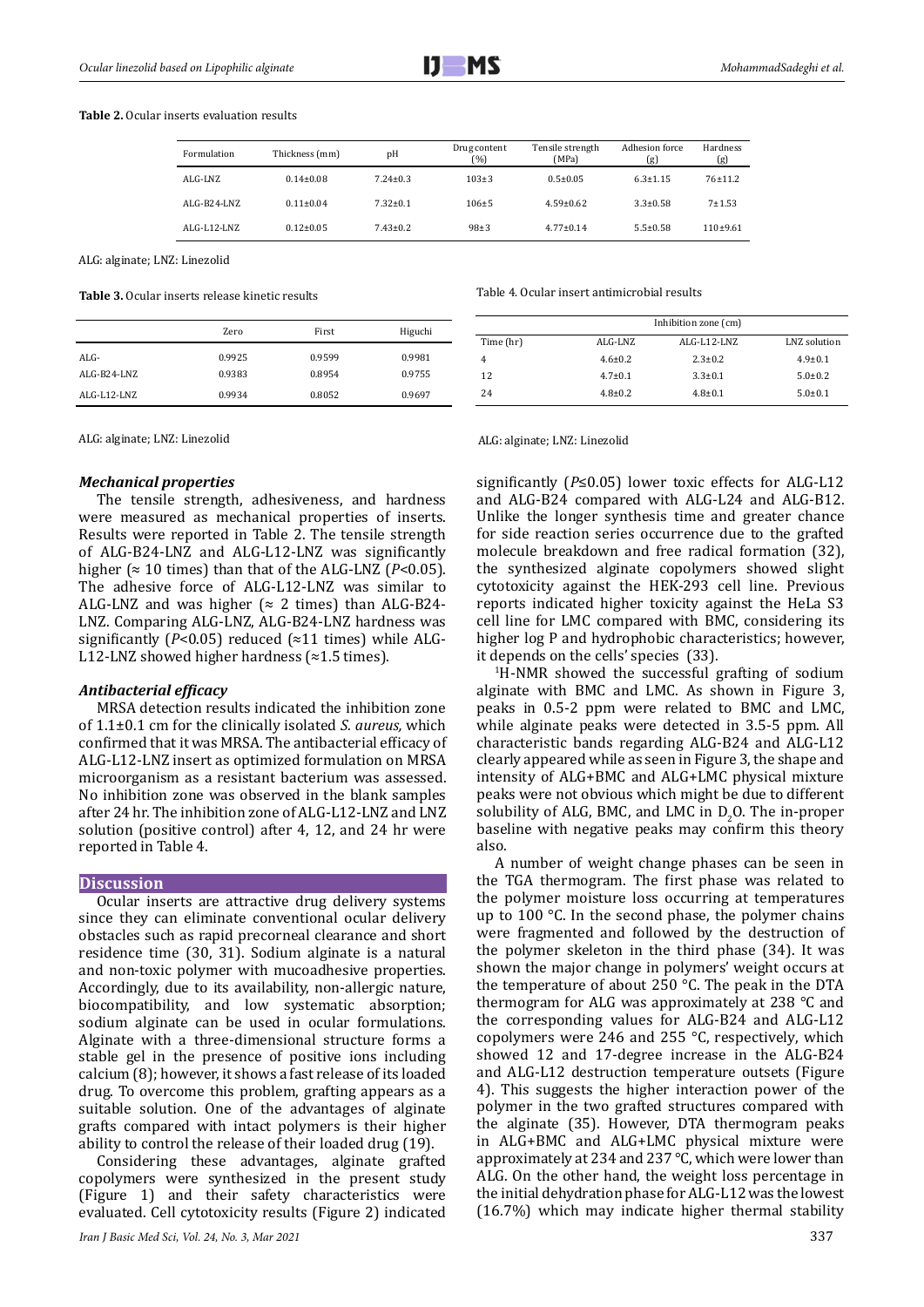**Table 2.** Ocular inserts evaluation results

| Formulation | Thickness (mm) | pH | Drug content (%) | Tensile strength (MPa) | Adhesion force (g) | Hardness (g) |
|---|---|---|---|---|---|---|
| ALG-LNZ | 0.14±0.08 | 7.24±0.3 | 103±3 | 0.5±0.05 | 6.3±1.15 | 76±11.2 |
| ALG-B24-LNZ | 0.11±0.04 | 7.32±0.1 | 106±5 | 4.59±0.62 | 3.3±0.58 | 7±1.53 |
| ALG-L12-LNZ | 0.12±0.05 | 7.43±0.2 | 98±3 | 4.77±0.14 | 5.5±0.58 | 110±9.61 |

ALG: alginate; LNZ: Linezolid

**Table 3.** Ocular inserts release kinetic results

| | Zero | First | Higuchi |
|---|---|---|---|
| ALG- | 0.9925 | 0.9599 | 0.9981 |
| ALG-B24-LNZ | 0.9383 | 0.8954 | 0.9755 |
| ALG-L12-LNZ | 0.9934 | 0.8052 | 0.9697 |

ALG: alginate; LNZ: Linezolid

Table 4. Ocular insert antimicrobial results

| | Inhibition zone (cm) | | |
|---|---|---|---|
| Time (hr) | ALG-LNZ | ALG-L12-LNZ | LNZ solution |
| 4 | 4.6±0.2 | 2.3±0.2 | 4.9±0.1 |
| 12 | 4.7±0.1 | 3.3±0.1 | 5.0±0.2 |
| 24 | 4.8±0.2 | 4.8±0.1 | 5.0±0.1 |

ALG: alginate; LNZ: Linezolid

### *Mechanical properties*

The tensile strength, adhesiveness, and hardness were measured as mechanical properties of inserts. Results were reported in Table 2. The tensile strength of ALG-B24-LNZ and ALG-L12-LNZ was significantly higher (≈ 10 times) than that of the ALG-LNZ ($P<0.05$). The adhesive force of ALG-L12-LNZ was similar to ALG-LNZ and was higher (≈ 2 times) than ALG-B24-LNZ. Comparing ALG-LNZ, ALG-B24-LNZ hardness was significantly ($P<0.05$) reduced (≈11 times) while ALG-L12-LNZ showed higher hardness (≈1.5 times).

### *Antibacterial efficacy*

MRSA detection results indicated the inhibition zone of 1.1±0.1 cm for the clinically isolated *S. aureus,* which confirmed that it was MRSA. The antibacterial efficacy of ALG-L12-LNZ insert as optimized formulation on MRSA microorganism as a resistant bacterium was assessed. No inhibition zone was observed in the blank samples after 24 hr. The inhibition zone of ALG-L12-LNZ and LNZ solution (positive control) after 4, 12, and 24 hr were reported in Table 4.

## Discussion

Ocular inserts are attractive drug delivery systems since they can eliminate conventional ocular delivery obstacles such as rapid precorneal clearance and short residence time (30, 31). Sodium alginate is a natural and non-toxic polymer with mucoadhesive properties. Accordingly, due to its availability, non-allergic nature, biocompatibility, and low systematic absorption; sodium alginate can be used in ocular formulations. Alginate with a three-dimensional structure forms a stable gel in the presence of positive ions including calcium (8); however, it shows a fast release of its loaded drug. To overcome this problem, grafting appears as a suitable solution. One of the advantages of alginate grafts compared with intact polymers is their higher ability to control the release of their loaded drug (19).

Considering these advantages, alginate grafted copolymers were synthesized in the present study (Figure 1) and their safety characteristics were evaluated. Cell cytotoxicity results (Figure 2) indicated significantly ($P≤0.05$) lower toxic effects for ALG-L12 and ALG-B24 compared with ALG-L24 and ALG-B12. Unlike the longer synthesis time and greater chance for side reaction series occurrence due to the grafted molecule breakdown and free radical formation (32), the synthesized alginate copolymers showed slight cytotoxicity against the HEK-293 cell line. Previous reports indicated higher toxicity against the HeLa S3 cell line for LMC compared with BMC, considering its higher log P and hydrophobic characteristics; however, it depends on the cells' species (33).

[1]H-NMR showed the successful grafting of sodium alginate with BMC and LMC. As shown in Figure 3, peaks in 0.5-2 ppm were related to BMC and LMC, while alginate peaks were detected in 3.5-5 ppm. All characteristic bands regarding ALG-B24 and ALG-L12 clearly appeared while as seen in Figure 3, the shape and intensity of ALG+BMC and ALG+LMC physical mixture peaks were not obvious which might be due to different solubility of ALG, BMC, and LMC in $D_2O$. The in-proper baseline with negative peaks may confirm this theory also.

A number of weight change phases can be seen in the TGA thermogram. The first phase was related to the polymer moisture loss occurring at temperatures up to 100 °C. In the second phase, the polymer chains were fragmented and followed by the destruction of the polymer skeleton in the third phase (34). It was shown the major change in polymers' weight occurs at the temperature of about 250 °C. The peak in the DTA thermogram for ALG was approximately at 238 °C and the corresponding values for ALG-B24 and ALG-L12 copolymers were 246 and 255 °C, respectively, which showed 12 and 17-degree increase in the ALG-B24 and ALG-L12 destruction temperature outsets (Figure 4). This suggests the higher interaction power of the polymer in the two grafted structures compared with the alginate (35). However, DTA thermogram peaks in ALG+BMC and ALG+LMC physical mixture were approximately at 234 and 237 °C, which were lower than ALG. On the other hand, the weight loss percentage in the initial dehydration phase for ALG-L12 was the lowest (16.7%) which may indicate higher thermal stability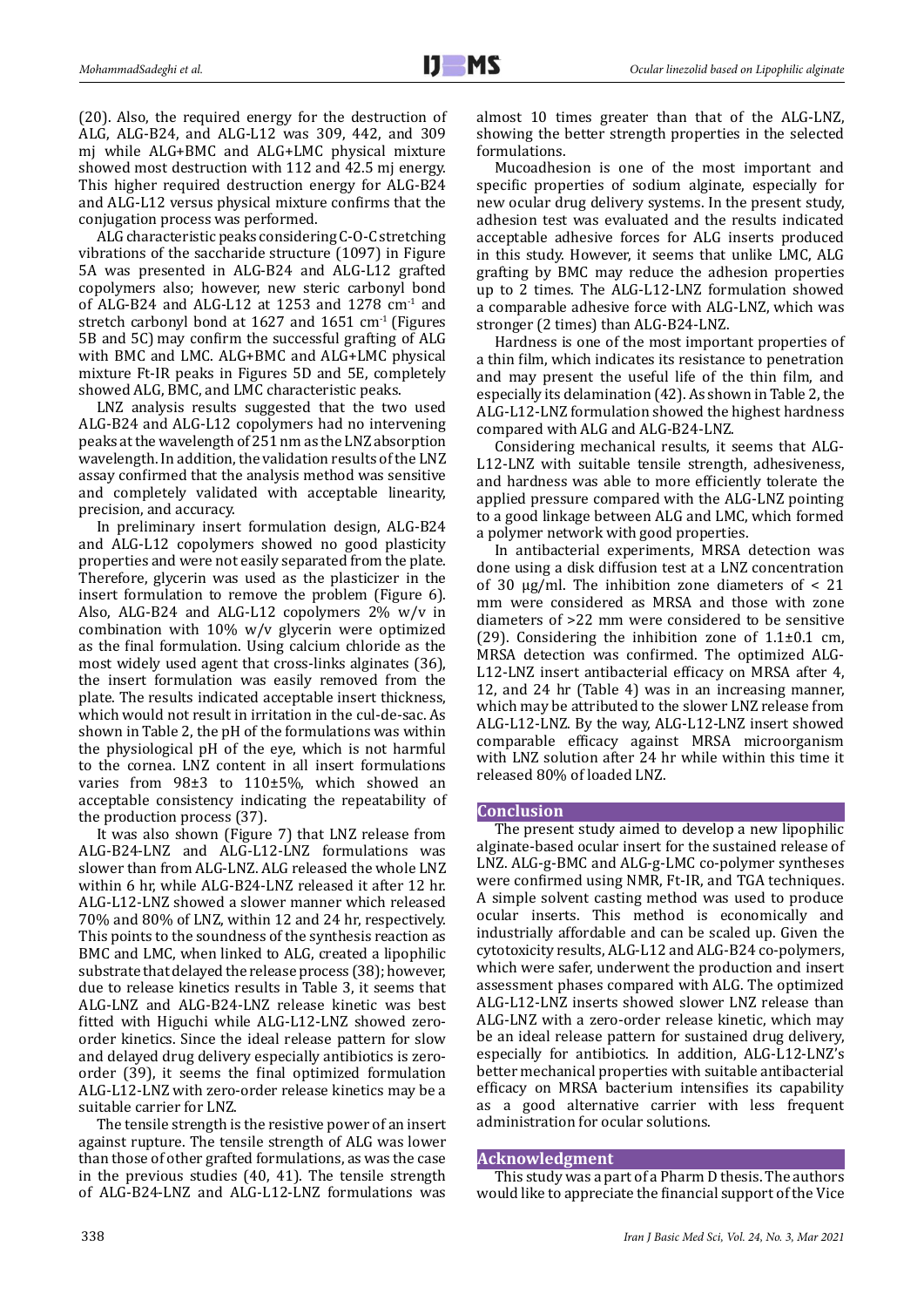(20). Also, the required energy for the destruction of ALG, ALG-B24, and ALG-L12 was 309, 442, and 309 mj while ALG+BMC and ALG+LMC physical mixture showed most destruction with 112 and 42.5 mj energy. This higher required destruction energy for ALG-B24 and ALG-L12 versus physical mixture confirms that the conjugation process was performed.

ALG characteristic peaks considering C-O-C stretching vibrations of the saccharide structure (1097) in Figure 5A was presented in ALG-B24 and ALG-L12 grafted copolymers also; however, new steric carbonyl bond of ALG-B24 and ALG-L12 at 1253 and 1278 $cm^{-1}$ and stretch carbonyl bond at 1627 and 1651 $cm^{-1}$ (Figures 5B and 5C) may confirm the successful grafting of ALG with BMC and LMC. ALG+BMC and ALG+LMC physical mixture Ft-IR peaks in Figures 5D and 5E, completely showed ALG, BMC, and LMC characteristic peaks.

LNZ analysis results suggested that the two used ALG-B24 and ALG-L12 copolymers had no intervening peaks at the wavelength of 251 nm as the LNZ absorption wavelength. In addition, the validation results of the LNZ assay confirmed that the analysis method was sensitive and completely validated with acceptable linearity, precision, and accuracy.

In preliminary insert formulation design, ALG-B24 and ALG-L12 copolymers showed no good plasticity properties and were not easily separated from the plate. Therefore, glycerin was used as the plasticizer in the insert formulation to remove the problem (Figure 6). Also, ALG-B24 and ALG-L12 copolymers 2% w/v in combination with 10% w/v glycerin were optimized as the final formulation. Using calcium chloride as the most widely used agent that cross-links alginates (36), the insert formulation was easily removed from the plate. The results indicated acceptable insert thickness, which would not result in irritation in the cul-de-sac. As shown in Table 2, the pH of the formulations was within the physiological pH of the eye, which is not harmful to the cornea. LNZ content in all insert formulations varies from 98±3 to 110±5%, which showed an acceptable consistency indicating the repeatability of the production process (37).

It was also shown (Figure 7) that LNZ release from ALG-B24-LNZ and ALG-L12-LNZ formulations was slower than from ALG-LNZ. ALG released the whole LNZ within 6 hr, while ALG-B24-LNZ released it after 12 hr. ALG-L12-LNZ showed a slower manner which released 70% and 80% of LNZ, within 12 and 24 hr, respectively. This points to the soundness of the synthesis reaction as BMC and LMC, when linked to ALG, created a lipophilic substrate that delayed the release process (38); however, due to release kinetics results in Table 3, it seems that ALG-LNZ and ALG-B24-LNZ release kinetic was best fitted with Higuchi while ALG-L12-LNZ showed zero-order kinetics. Since the ideal release pattern for slow and delayed drug delivery especially antibiotics is zero-order (39), it seems the final optimized formulation ALG-L12-LNZ with zero-order release kinetics may be a suitable carrier for LNZ.

The tensile strength is the resistive power of an insert against rupture. The tensile strength of ALG was lower than those of other grafted formulations, as was the case in the previous studies (40, 41). The tensile strength of ALG-B24-LNZ and ALG-L12-LNZ formulations was almost 10 times greater than that of the ALG-LNZ, showing the better strength properties in the selected formulations.

Mucoadhesion is one of the most important and specific properties of sodium alginate, especially for new ocular drug delivery systems. In the present study, adhesion test was evaluated and the results indicated acceptable adhesive forces for ALG inserts produced in this study. However, it seems that unlike LMC, ALG grafting by BMC may reduce the adhesion properties up to 2 times. The ALG-L12-LNZ formulation showed a comparable adhesive force with ALG-LNZ, which was stronger (2 times) than ALG-B24-LNZ.

Hardness is one of the most important properties of a thin film, which indicates its resistance to penetration and may present the useful life of the thin film, and especially its delamination (42). As shown in Table 2, the ALG-L12-LNZ formulation showed the highest hardness compared with ALG and ALG-B24-LNZ.

Considering mechanical results, it seems that ALG-L12-LNZ with suitable tensile strength, adhesiveness, and hardness was able to more efficiently tolerate the applied pressure compared with the ALG-LNZ pointing to a good linkage between ALG and LMC, which formed a polymer network with good properties.

In antibacterial experiments, MRSA detection was done using a disk diffusion test at a LNZ concentration of 30 μg/ml. The inhibition zone diameters of < 21 mm were considered as MRSA and those with zone diameters of >22 mm were considered to be sensitive (29). Considering the inhibition zone of 1.1±0.1 cm, MRSA detection was confirmed. The optimized ALG-L12-LNZ insert antibacterial efficacy on MRSA after 4, 12, and 24 hr (Table 4) was in an increasing manner, which may be attributed to the slower LNZ release from ALG-L12-LNZ. By the way, ALG-L12-LNZ insert showed comparable efficacy against MRSA microorganism with LNZ solution after 24 hr while within this time it released 80% of loaded LNZ.

## Conclusion

The present study aimed to develop a new lipophilic alginate-based ocular insert for the sustained release of LNZ. ALG-g-BMC and ALG-g-LMC co-polymer syntheses were confirmed using NMR, Ft-IR, and TGA techniques. A simple solvent casting method was used to produce ocular inserts. This method is economically and industrially affordable and can be scaled up. Given the cytotoxicity results, ALG-L12 and ALG-B24 co-polymers, which were safer, underwent the production and insert assessment phases compared with ALG. The optimized ALG-L12-LNZ inserts showed slower LNZ release than ALG-LNZ with a zero-order release kinetic, which may be an ideal release pattern for sustained drug delivery, especially for antibiotics. In addition, ALG-L12-LNZ's better mechanical properties with suitable antibacterial efficacy on MRSA bacterium intensifies its capability as a good alternative carrier with less frequent administration for ocular solutions.

## Acknowledgment

This study was a part of a Pharm D thesis. The authors would like to appreciate the financial support of the Vice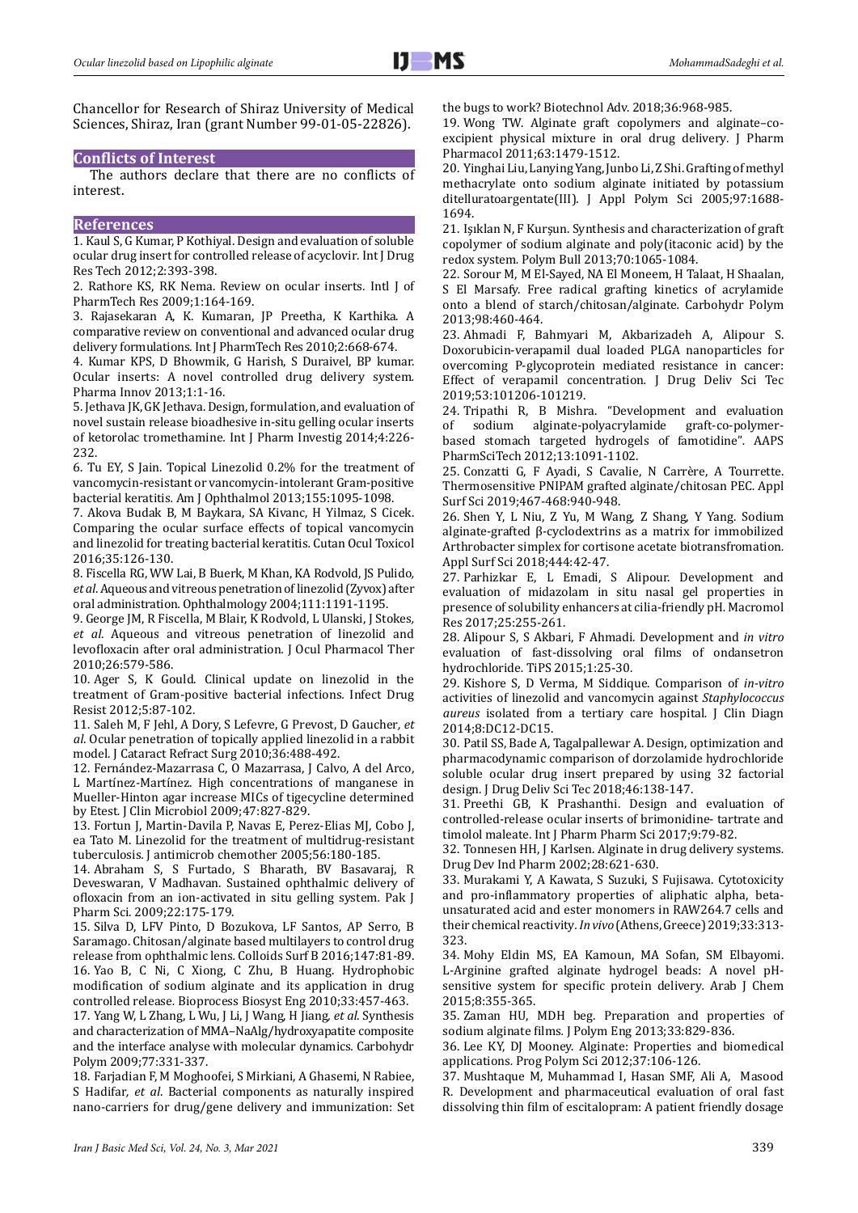Chancellor for Research of Shiraz University of Medical Sciences, Shiraz, Iran (grant Number 99-01-05-22826).

## Conflicts of Interest

The authors declare that there are no conflicts of interest.

## References

1. Kaul S, G Kumar, P Kothiyal. Design and evaluation of soluble ocular drug insert for controlled release of acyclovir. Int J Drug Res Tech 2012;2:393-398.
2. Rathore KS, RK Nema. Review on ocular inserts. Intl J of PharmTech Res 2009;1:164-169.
3. Rajasekaran A, K. Kumaran, JP Preetha, K Karthika. A comparative review on conventional and advanced ocular drug delivery formulations. Int J PharmTech Res 2010;2:668-674.
4. Kumar KPS, D Bhowmik, G Harish, S Duraivel, BP kumar. Ocular inserts: A novel controlled drug delivery system. Pharma Innov 2013;1:1-16.
5. Jethava JK, GK Jethava. Design, formulation, and evaluation of novel sustain release bioadhesive in-situ gelling ocular inserts of ketorolac tromethamine. Int J Pharm Investig 2014;4:226-232.
6. Tu EY, S Jain. Topical Linezolid 0.2% for the treatment of vancomycin-resistant or vancomycin-intolerant Gram-positive bacterial keratitis. Am J Ophthalmol 2013;155:1095-1098.
7. Akova Budak B, M Baykara, SA Kivanc, H Yilmaz, S Cicek. Comparing the ocular surface effects of topical vancomycin and linezolid for treating bacterial keratitis. Cutan Ocul Toxicol 2016;35:126-130.
8. Fiscella RG, WW Lai, B Buerk, M Khan, KA Rodvold, JS Pulido, *et al*. Aqueous and vitreous penetration of linezolid (Zyvox) after oral administration. Ophthalmology 2004;111:1191-1195.
9. George JM, R Fiscella, M Blair, K Rodvold, L Ulanski, J Stokes, *et al*. Aqueous and vitreous penetration of linezolid and levofloxacin after oral administration. J Ocul Pharmacol Ther 2010;26:579-586.
10. Ager S, K Gould. Clinical update on linezolid in the treatment of Gram-positive bacterial infections. Infect Drug Resist 2012;5:87-102.
11. Saleh M, F Jehl, A Dory, S Lefevre, G Prevost, D Gaucher, *et al*. Ocular penetration of topically applied linezolid in a rabbit model. J Cataract Refract Surg 2010;36:488-492.
12. Fernández-Mazarrasa C, O Mazarrasa, J Calvo, A del Arco, L Martínez-Martínez. High concentrations of manganese in Mueller-Hinton agar increase MICs of tigecycline determined by Etest. J Clin Microbiol 2009;47:827-829.
13. Fortun J, Martin-Davila P, Navas E, Perez-Elias MJ, Cobo J, ea Tato M. Linezolid for the treatment of multidrug-resistant tuberculosis. J antimicrob chemother 2005;56:180-185.
14. Abraham S, S Furtado, S Bharath, BV Basavaraj, R Deveswaran, V Madhavan. Sustained ophthalmic delivery of ofloxacin from an ion-activated in situ gelling system. Pak J Pharm Sci. 2009;22:175-179.
15. Silva D, LFV Pinto, D Bozukova, LF Santos, AP Serro, B Saramago. Chitosan/alginate based multilayers to control drug release from ophthalmic lens. Colloids Surf B 2016;147:81-89.
16. Yao B, C Ni, C Xiong, C Zhu, B Huang. Hydrophobic modification of sodium alginate and its application in drug controlled release. Bioprocess Biosyst Eng 2010;33:457-463.
17. Yang W, L Zhang, L Wu, J Li, J Wang, H Jiang, *et al*. Synthesis and characterization of MMA–NaAlg/hydroxyapatite composite and the interface analyse with molecular dynamics. Carbohydr Polym 2009;77:331-337.
18. Farjadian F, M Moghoofei, S Mirkiani, A Ghasemi, N Rabiee, S Hadifar, *et al*. Bacterial components as naturally inspired nano-carriers for drug/gene delivery and immunization: Set the bugs to work? Biotechnol Adv. 2018;36:968-985.
19. Wong TW. Alginate graft copolymers and alginate–co-excipient physical mixture in oral drug delivery. J Pharm Pharmacol 2011;63:1479-1512.
20. Yinghai Liu, Lanying Yang, Junbo Li, Z Shi. Grafting of methyl methacrylate onto sodium alginate initiated by potassium ditelluratoargentate(III). J Appl Polym Sci 2005;97:1688-1694.
21. Işıklan N, F Kurşun. Synthesis and characterization of graft copolymer of sodium alginate and poly(itaconic acid) by the redox system. Polym Bull 2013;70:1065-1084.
22. Sorour M, M El-Sayed, NA El Moneem, H Talaat, H Shaalan, S El Marsafy. Free radical grafting kinetics of acrylamide onto a blend of starch/chitosan/alginate. Carbohydr Polym 2013;98:460-464.
23. Ahmadi F, Bahmyari M, Akbarizadeh A, Alipour S. Doxorubicin-verapamil dual loaded PLGA nanoparticles for overcoming P-glycoprotein mediated resistance in cancer: Effect of verapamil concentration. J Drug Deliv Sci Tec 2019;53:101206-101219.
24. Tripathi R, B Mishra. "Development and evaluation of sodium alginate-polyacrylamide graft-co-polymer-based stomach targeted hydrogels of famotidine". AAPS PharmSciTech 2012;13:1091-1102.
25. Conzatti G, F Ayadi, S Cavalie, N Carrère, A Tourrette. Thermosensitive PNIPAM grafted alginate/chitosan PEC. Appl Surf Sci 2019;467-468:940-948.
26. Shen Y, L Niu, Z Yu, M Wang, Z Shang, Y Yang. Sodium alginate-grafted β-cyclodextrins as a matrix for immobilized Arthrobacter simplex for cortisone acetate biotransfromation. Appl Surf Sci 2018;444:42-47.
27. Parhizkar E, L Emadi, S Alipour. Development and evaluation of midazolam in situ nasal gel properties in presence of solubility enhancers at cilia-friendly pH. Macromol Res 2017;25:255-261.
28. Alipour S, S Akbari, F Ahmadi. Development and *in vitro* evaluation of fast-dissolving oral films of ondansetron hydrochloride. TiPS 2015;1:25-30.
29. Kishore S, D Verma, M Siddique. Comparison of *in-vitro* activities of linezolid and vancomycin against *Staphylococcus aureus* isolated from a tertiary care hospital. J Clin Diagn 2014;8:DC12-DC15.
30. Patil SS, Bade A, Tagalpallewar A. Design, optimization and pharmacodynamic comparison of dorzolamide hydrochloride soluble ocular drug insert prepared by using 32 factorial design. J Drug Deliv Sci Tec 2018;46:138-147.
31. Preethi GB, K Prashanthi. Design and evaluation of controlled-release ocular inserts of brimonidine- tartrate and timolol maleate. Int J Pharm Pharm Sci 2017;9:79-82.
32. Tonnesen HH, J Karlsen. Alginate in drug delivery systems. Drug Dev Ind Pharm 2002;28:621-630.
33. Murakami Y, A Kawata, S Suzuki, S Fujisawa. Cytotoxicity and pro-inflammatory properties of aliphatic alpha, beta-unsaturated acid and ester monomers in RAW264.7 cells and their chemical reactivity. *In vivo* (Athens, Greece) 2019;33:313-323.
34. Mohy Eldin MS, EA Kamoun, MA Sofan, SM Elbayomi. L-Arginine grafted alginate hydrogel beads: A novel pH-sensitive system for specific protein delivery. Arab J Chem 2015;8:355-365.
35. Zaman HU, MDH beg. Preparation and properties of sodium alginate films. J Polym Eng 2013;33:829-836.
36. Lee KY, DJ Mooney. Alginate: Properties and biomedical applications. Prog Polym Sci 2012;37:106-126.
37. Mushtaque M, Muhammad I, Hasan SMF, Ali A, Masood R. Development and pharmaceutical evaluation of oral fast dissolving thin film of escitalopram: A patient friendly dosage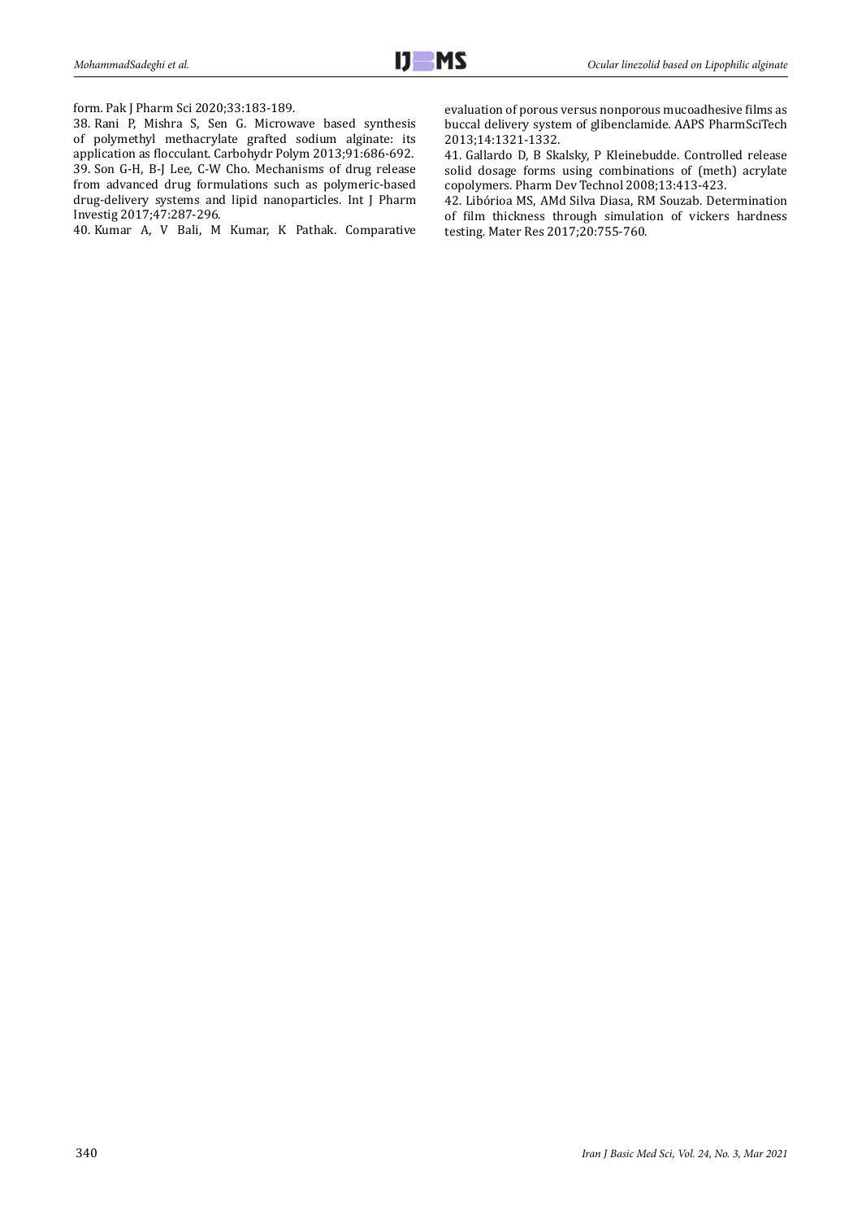form. Pak J Pharm Sci 2020;33:183-189.

38. Rani P, Mishra S, Sen G. Microwave based synthesis of polymethyl methacrylate grafted sodium alginate: its application as flocculant. Carbohydr Polym 2013;91:686-692.

39. Son G-H, B-J Lee, C-W Cho. Mechanisms of drug release from advanced drug formulations such as polymeric-based drug-delivery systems and lipid nanoparticles. Int J Pharm Investig 2017;47:287-296.

40. Kumar A, V Bali, M Kumar, K Pathak. Comparative evaluation of porous versus nonporous mucoadhesive films as buccal delivery system of glibenclamide. AAPS PharmSciTech 2013;14:1321-1332.

41. Gallardo D, B Skalsky, P Kleinebudde. Controlled release solid dosage forms using combinations of (meth) acrylate copolymers. Pharm Dev Technol 2008;13:413-423.

42. Libórioa MS, AMd Silva Diasa, RM Souzab. Determination of film thickness through simulation of vickers hardness testing. Mater Res 2017;20:755-760.